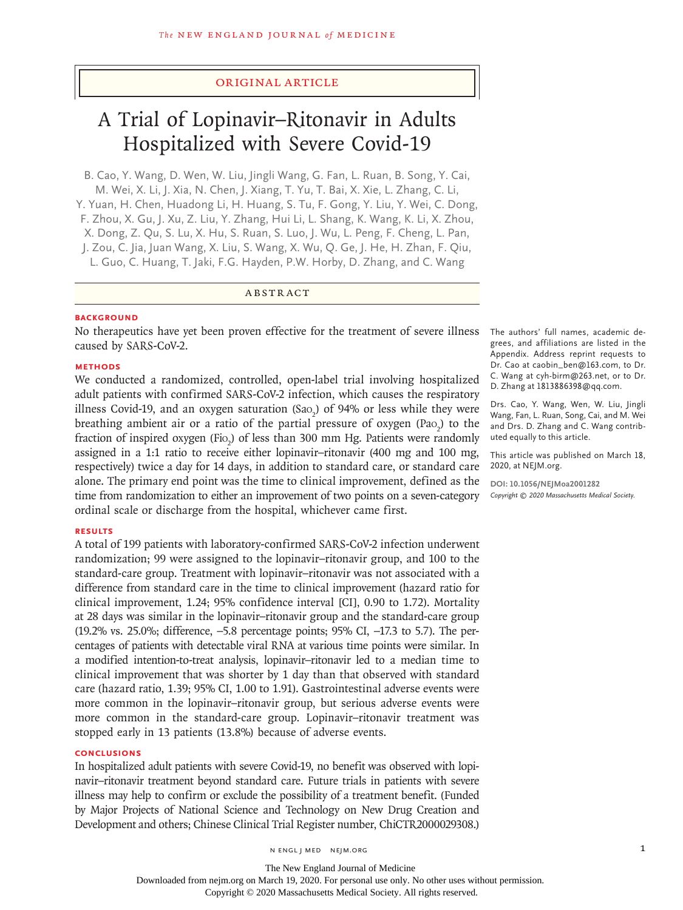ORIGINAL ARTICLE

# A Trial of Lopinavir–Ritonavir in Adults Hospitalized with Severe Covid-19

B. Cao, Y. Wang, D. Wen, W. Liu, Jingli Wang, G. Fan, L. Ruan, B. Song, Y. Cai, M. Wei, X. Li, J. Xia, N. Chen, J. Xiang, T. Yu, T. Bai, X. Xie, L. Zhang, C. Li, Y. Yuan, H. Chen, Huadong Li, H. Huang, S. Tu, F. Gong, Y. Liu, Y. Wei, C. Dong, F. Zhou, X. Gu, J. Xu, Z. Liu, Y. Zhang, Hui Li, L. Shang, K. Wang, K. Li, X. Zhou, X. Dong, Z. Qu, S. Lu, X. Hu, S. Ruan, S. Luo, J. Wu, L. Peng, F. Cheng, L. Pan, J. Zou, C. Jia, Juan Wang, X. Liu, S. Wang, X. Wu, Q. Ge, J. He, H. Zhan, F. Qiu, L. Guo, C. Huang, T. Jaki, F.G. Hayden, P.W. Horby, D. Zhang, and C. Wang

## ABSTRACT

### BACKGROUND

No therapeutics have yet been proven effective for the treatment of severe illness caused by SARS-CoV-2.

### METHODS

We conducted a randomized, controlled, open-label trial involving hospitalized adult patients with confirmed SARS-CoV-2 infection, which causes the respiratory illness Covid-19, and an oxygen saturation ($Sa_{O_2}$) of 94% or less while they were breathing ambient air or a ratio of the partial pressure of oxygen ($Pa_{O_2}$) to the fraction of inspired oxygen ($Fi_{O_2}$) of less than 300 mm Hg. Patients were randomly assigned in a 1:1 ratio to receive either lopinavir–ritonavir (400 mg and 100 mg, respectively) twice a day for 14 days, in addition to standard care, or standard care alone. The primary end point was the time to clinical improvement, defined as the time from randomization to either an improvement of two points on a seven-category ordinal scale or discharge from the hospital, whichever came first.

### RESULTS

A total of 199 patients with laboratory-confirmed SARS-CoV-2 infection underwent randomization; 99 were assigned to the lopinavir–ritonavir group, and 100 to the standard-care group. Treatment with lopinavir–ritonavir was not associated with a difference from standard care in the time to clinical improvement (hazard ratio for clinical improvement, 1.24; 95% confidence interval [CI], 0.90 to 1.72). Mortality at 28 days was similar in the lopinavir–ritonavir group and the standard-care group (19.2% vs. 25.0%; difference, −5.8 percentage points; 95% CI, −17.3 to 5.7). The percentages of patients with detectable viral RNA at various time points were similar. In a modified intention-to-treat analysis, lopinavir–ritonavir led to a median time to clinical improvement that was shorter by 1 day than that observed with standard care (hazard ratio, 1.39; 95% CI, 1.00 to 1.91). Gastrointestinal adverse events were more common in the lopinavir–ritonavir group, but serious adverse events were more common in the standard-care group. Lopinavir–ritonavir treatment was stopped early in 13 patients (13.8%) because of adverse events.

### CONCLUSIONS

In hospitalized adult patients with severe Covid-19, no benefit was observed with lopinavir–ritonavir treatment beyond standard care. Future trials in patients with severe illness may help to confirm or exclude the possibility of a treatment benefit. (Funded by Major Projects of National Science and Technology on New Drug Creation and Development and others; Chinese Clinical Trial Register number, ChiCTR2000029308.)

The authors' full names, academic degrees, and affiliations are listed in the Appendix. Address reprint requests to Dr. Cao at caobin_ben@163.com, to Dr. C. Wang at cyh-birm@263.net, or to Dr. D. Zhang at 1813886398@qq.com.

Drs. Cao, Y. Wang, Wen, W. Liu, Jingli Wang, Fan, L. Ruan, Song, Cai, and M. Wei and Drs. D. Zhang and C. Wang contributed equally to this article.

This article was published on March 18, 2020, at NEJM.org.

**DOI: 10.1056/NEJMoa2001282**
*Copyright © 2020 Massachusetts Medical Society.*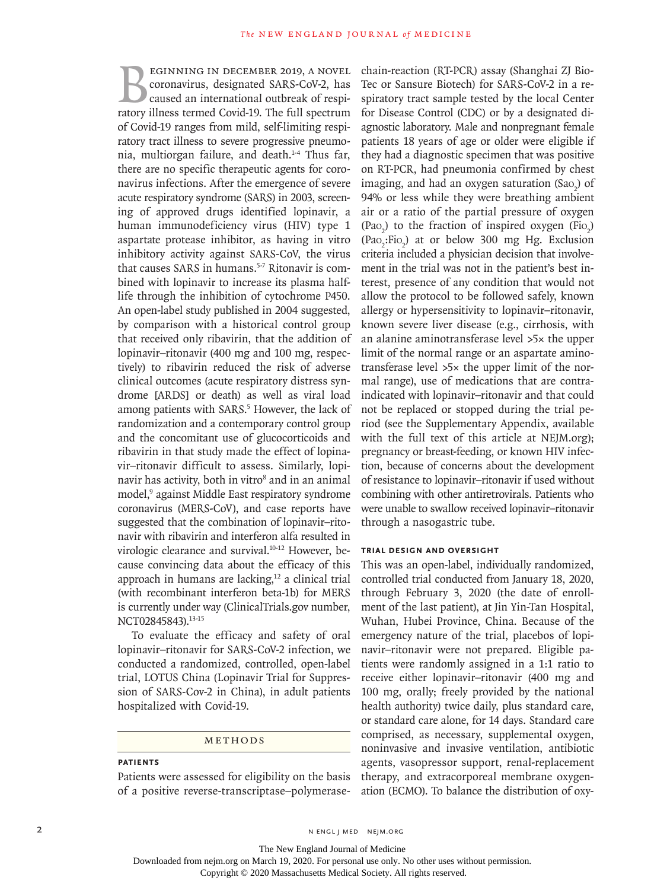Beginning in December 2019, a novel coronavirus, designated SARS-CoV-2, has caused an international outbreak of respiratory illness termed Covid-19. The full spectrum of Covid-19 ranges from mild, self-limiting respiratory tract illness to severe progressive pneumonia, multiorgan failure, and death.[1-4] Thus far, there are no specific therapeutic agents for coronavirus infections. After the emergence of severe acute respiratory syndrome (SARS) in 2003, screening of approved drugs identified lopinavir, a human immunodeficiency virus (HIV) type 1 aspartate protease inhibitor, as having in vitro inhibitory activity against SARS-CoV, the virus that causes SARS in humans.[5-7] Ritonavir is combined with lopinavir to increase its plasma half-life through the inhibition of cytochrome P450. An open-label study published in 2004 suggested, by comparison with a historical control group that received only ribavirin, that the addition of lopinavir–ritonavir (400 mg and 100 mg, respectively) to ribavirin reduced the risk of adverse clinical outcomes (acute respiratory distress syndrome [ARDS] or death) as well as viral load among patients with SARS.[5] However, the lack of randomization and a contemporary control group and the concomitant use of glucocorticoids and ribavirin in that study made the effect of lopinavir–ritonavir difficult to assess. Similarly, lopinavir has activity, both in vitro[8] and in an animal model,[9] against Middle East respiratory syndrome coronavirus (MERS-CoV), and case reports have suggested that the combination of lopinavir–ritonavir with ribavirin and interferon alfa resulted in virologic clearance and survival.[10-12] However, because convincing data about the efficacy of this approach in humans are lacking,[12] a clinical trial (with recombinant interferon beta-1b) for MERS is currently under way (ClinicalTrials.gov number, NCT02845843).[13-15]

To evaluate the efficacy and safety of oral lopinavir–ritonavir for SARS-CoV-2 infection, we conducted a randomized, controlled, open-label trial, LOTUS China (Lopinavir Trial for Suppression of SARS-Cov-2 in China), in adult patients hospitalized with Covid-19.

## Methods

### Patients

Patients were assessed for eligibility on the basis of a positive reverse-transcriptase–polymerase-chain-reaction (RT-PCR) assay (Shanghai ZJ Bio-Tec or Sansure Biotech) for SARS-CoV-2 in a respiratory tract sample tested by the local Center for Disease Control (CDC) or by a designated diagnostic laboratory. Male and nonpregnant female patients 18 years of age or older were eligible if they had a diagnostic specimen that was positive on RT-PCR, had pneumonia confirmed by chest imaging, and had an oxygen saturation ($Sa_{O_2}$) of 94% or less while they were breathing ambient air or a ratio of the partial pressure of oxygen ($Pa_{O_2}$) to the fraction of inspired oxygen ($Fi_{O_2}$) ($Pa_{O_2}$:$Fi_{O_2}$) at or below 300 mg Hg. Exclusion criteria included a physician decision that involvement in the trial was not in the patient's best interest, presence of any condition that would not allow the protocol to be followed safely, known allergy or hypersensitivity to lopinavir–ritonavir, known severe liver disease (e.g., cirrhosis, with an alanine aminotransferase level >5× the upper limit of the normal range or an aspartate aminotransferase level >5× the upper limit of the normal range), use of medications that are contraindicated with lopinavir–ritonavir and that could not be replaced or stopped during the trial period (see the Supplementary Appendix, available with the full text of this article at NEJM.org); pregnancy or breast-feeding, or known HIV infection, because of concerns about the development of resistance to lopinavir–ritonavir if used without combining with other antiretrovirals. Patients who were unable to swallow received lopinavir–ritonavir through a nasogastric tube.

### Trial Design and Oversight

This was an open-label, individually randomized, controlled trial conducted from January 18, 2020, through February 3, 2020 (the date of enrollment of the last patient), at Jin Yin-Tan Hospital, Wuhan, Hubei Province, China. Because of the emergency nature of the trial, placebos of lopinavir–ritonavir were not prepared. Eligible patients were randomly assigned in a 1:1 ratio to receive either lopinavir–ritonavir (400 mg and 100 mg, orally; freely provided by the national health authority) twice daily, plus standard care, or standard care alone, for 14 days. Standard care comprised, as necessary, supplemental oxygen, noninvasive and invasive ventilation, antibiotic agents, vasopressor support, renal-replacement therapy, and extracorporeal membrane oxygenation (ECMO). To balance the distribution of oxy-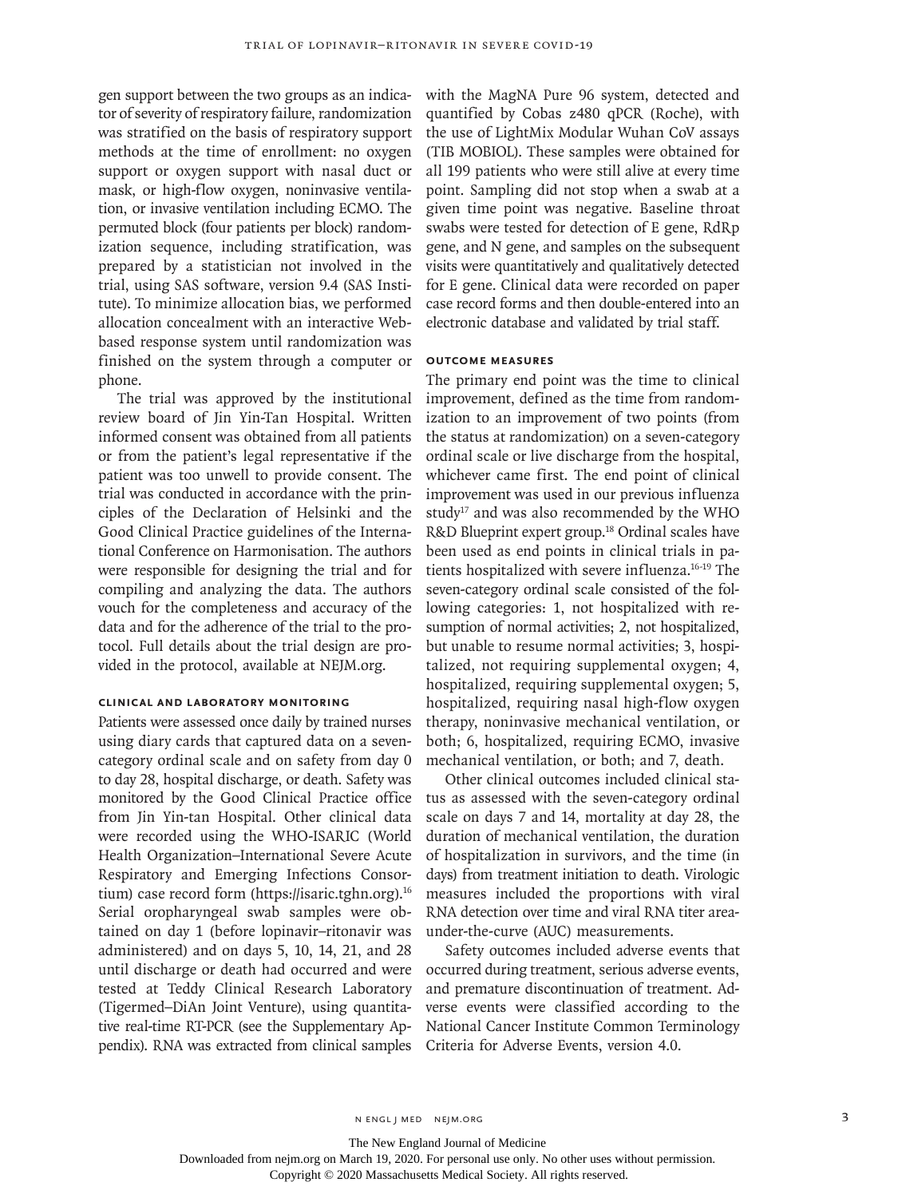gen support between the two groups as an indicator of severity of respiratory failure, randomization was stratified on the basis of respiratory support methods at the time of enrollment: no oxygen support or oxygen support with nasal duct or mask, or high-flow oxygen, noninvasive ventilation, or invasive ventilation including ECMO. The permuted block (four patients per block) randomization sequence, including stratification, was prepared by a statistician not involved in the trial, using SAS software, version 9.4 (SAS Institute). To minimize allocation bias, we performed allocation concealment with an interactive Web-based response system until randomization was finished on the system through a computer or phone.

The trial was approved by the institutional review board of Jin Yin-Tan Hospital. Written informed consent was obtained from all patients or from the patient's legal representative if the patient was too unwell to provide consent. The trial was conducted in accordance with the principles of the Declaration of Helsinki and the Good Clinical Practice guidelines of the International Conference on Harmonisation. The authors were responsible for designing the trial and for compiling and analyzing the data. The authors vouch for the completeness and accuracy of the data and for the adherence of the trial to the protocol. Full details about the trial design are provided in the protocol, available at NEJM.org.

### Clinical and Laboratory Monitoring

Patients were assessed once daily by trained nurses using diary cards that captured data on a seven-category ordinal scale and on safety from day 0 to day 28, hospital discharge, or death. Safety was monitored by the Good Clinical Practice office from Jin Yin-tan Hospital. Other clinical data were recorded using the WHO-ISARIC (World Health Organization–International Severe Acute Respiratory and Emerging Infections Consortium) case record form (https://isaric.tghn.org).[16] Serial oropharyngeal swab samples were obtained on day 1 (before lopinavir–ritonavir was administered) and on days 5, 10, 14, 21, and 28 until discharge or death had occurred and were tested at Teddy Clinical Research Laboratory (Tigermed–DiAn Joint Venture), using quantitative real-time RT-PCR (see the Supplementary Appendix). RNA was extracted from clinical samples with the MagNA Pure 96 system, detected and quantified by Cobas z480 qPCR (Roche), with the use of LightMix Modular Wuhan CoV assays (TIB MOBIOL). These samples were obtained for all 199 patients who were still alive at every time point. Sampling did not stop when a swab at a given time point was negative. Baseline throat swabs were tested for detection of E gene, RdRp gene, and N gene, and samples on the subsequent visits were quantitatively and qualitatively detected for E gene. Clinical data were recorded on paper case record forms and then double-entered into an electronic database and validated by trial staff.

### Outcome Measures

The primary end point was the time to clinical improvement, defined as the time from randomization to an improvement of two points (from the status at randomization) on a seven-category ordinal scale or live discharge from the hospital, whichever came first. The end point of clinical improvement was used in our previous influenza study[17] and was also recommended by the WHO R&D Blueprint expert group.[18] Ordinal scales have been used as end points in clinical trials in patients hospitalized with severe influenza.[16-19] The seven-category ordinal scale consisted of the following categories: 1, not hospitalized with resumption of normal activities; 2, not hospitalized, but unable to resume normal activities; 3, hospitalized, not requiring supplemental oxygen; 4, hospitalized, requiring supplemental oxygen; 5, hospitalized, requiring nasal high-flow oxygen therapy, noninvasive mechanical ventilation, or both; 6, hospitalized, requiring ECMO, invasive mechanical ventilation, or both; and 7, death.

Other clinical outcomes included clinical status as assessed with the seven-category ordinal scale on days 7 and 14, mortality at day 28, the duration of mechanical ventilation, the duration of hospitalization in survivors, and the time (in days) from treatment initiation to death. Virologic measures included the proportions with viral RNA detection over time and viral RNA titer area-under-the-curve (AUC) measurements.

Safety outcomes included adverse events that occurred during treatment, serious adverse events, and premature discontinuation of treatment. Adverse events were classified according to the National Cancer Institute Common Terminology Criteria for Adverse Events, version 4.0.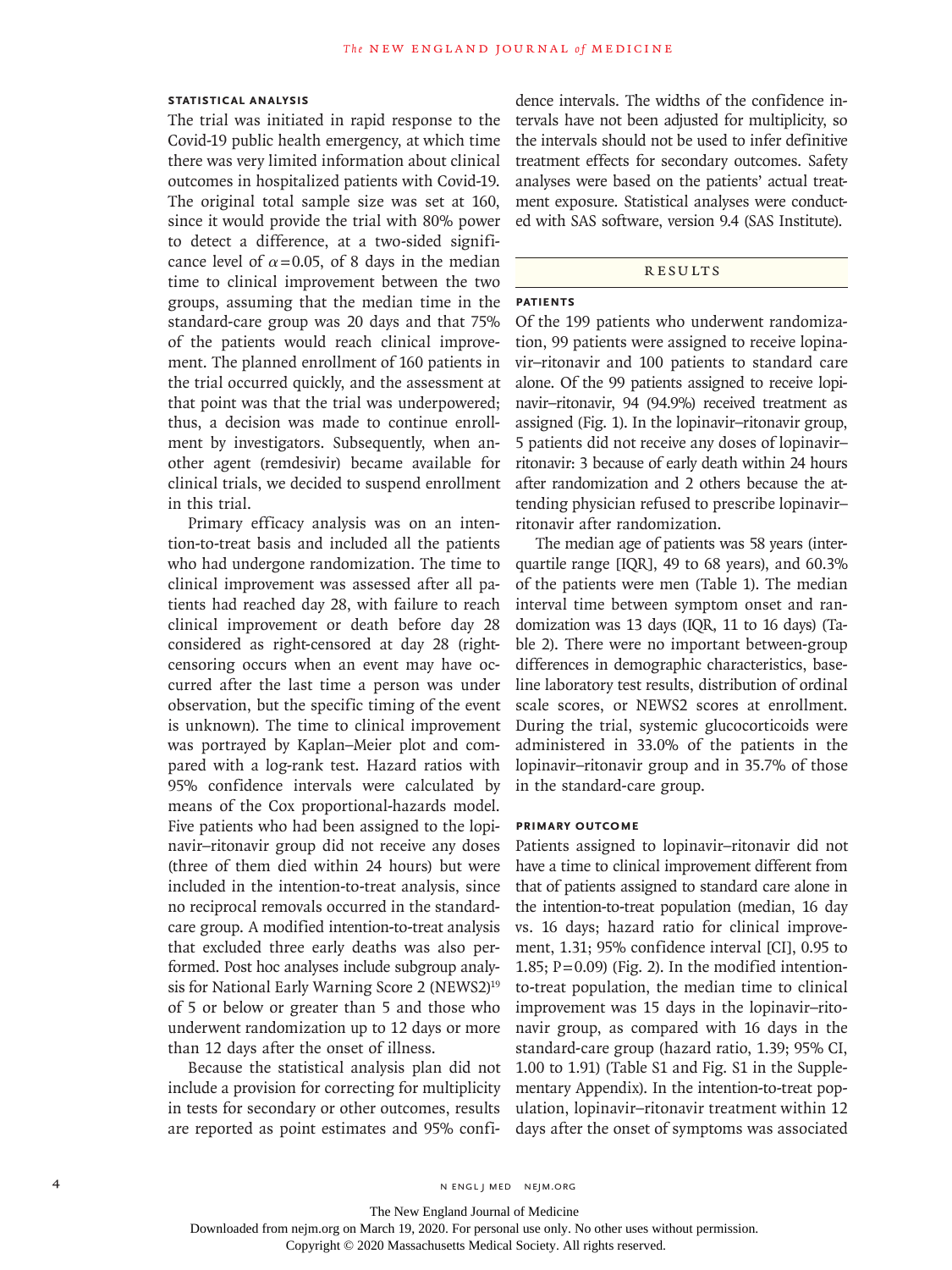### STATISTICAL ANALYSIS

The trial was initiated in rapid response to the Covid-19 public health emergency, at which time there was very limited information about clinical outcomes in hospitalized patients with Covid-19. The original total sample size was set at 160, since it would provide the trial with 80% power to detect a difference, at a two-sided significance level of $\alpha=0.05$, of 8 days in the median time to clinical improvement between the two groups, assuming that the median time in the standard-care group was 20 days and that 75% of the patients would reach clinical improvement. The planned enrollment of 160 patients in the trial occurred quickly, and the assessment at that point was that the trial was underpowered; thus, a decision was made to continue enrollment by investigators. Subsequently, when another agent (remdesivir) became available for clinical trials, we decided to suspend enrollment in this trial.

Primary efficacy analysis was on an intention-to-treat basis and included all the patients who had undergone randomization. The time to clinical improvement was assessed after all patients had reached day 28, with failure to reach clinical improvement or death before day 28 considered as right-censored at day 28 (right-censoring occurs when an event may have occurred after the last time a person was under observation, but the specific timing of the event is unknown). The time to clinical improvement was portrayed by Kaplan–Meier plot and compared with a log-rank test. Hazard ratios with 95% confidence intervals were calculated by means of the Cox proportional-hazards model. Five patients who had been assigned to the lopinavir–ritonavir group did not receive any doses (three of them died within 24 hours) but were included in the intention-to-treat analysis, since no reciprocal removals occurred in the standard-care group. A modified intention-to-treat analysis that excluded three early deaths was also performed. Post hoc analyses include subgroup analysis for National Early Warning Score 2 (NEWS2)[19] of 5 or below or greater than 5 and those who underwent randomization up to 12 days or more than 12 days after the onset of illness.

Because the statistical analysis plan did not include a provision for correcting for multiplicity in tests for secondary or other outcomes, results are reported as point estimates and 95% confidence intervals. The widths of the confidence intervals have not been adjusted for multiplicity, so the intervals should not be used to infer definitive treatment effects for secondary outcomes. Safety analyses were based on the patients' actual treatment exposure. Statistical analyses were conducted with SAS software, version 9.4 (SAS Institute).

## RESULTS

### PATIENTS

Of the 199 patients who underwent randomization, 99 patients were assigned to receive lopinavir–ritonavir and 100 patients to standard care alone. Of the 99 patients assigned to receive lopinavir–ritonavir, 94 (94.9%) received treatment as assigned (Fig. 1). In the lopinavir–ritonavir group, 5 patients did not receive any doses of lopinavir–ritonavir: 3 because of early death within 24 hours after randomization and 2 others because the attending physician refused to prescribe lopinavir–ritonavir after randomization.

The median age of patients was 58 years (interquartile range [IQR], 49 to 68 years), and 60.3% of the patients were men (Table 1). The median interval time between symptom onset and randomization was 13 days (IQR, 11 to 16 days) (Table 2). There were no important between-group differences in demographic characteristics, baseline laboratory test results, distribution of ordinal scale scores, or NEWS2 scores at enrollment. During the trial, systemic glucocorticoids were administered in 33.0% of the patients in the lopinavir–ritonavir group and in 35.7% of those in the standard-care group.

### PRIMARY OUTCOME

Patients assigned to lopinavir–ritonavir did not have a time to clinical improvement different from that of patients assigned to standard care alone in the intention-to-treat population (median, 16 day vs. 16 days; hazard ratio for clinical improvement, 1.31; 95% confidence interval [CI], 0.95 to 1.85; P=0.09) (Fig. 2). In the modified intention-to-treat population, the median time to clinical improvement was 15 days in the lopinavir–ritonavir group, as compared with 16 days in the standard-care group (hazard ratio, 1.39; 95% CI, 1.00 to 1.91) (Table S1 and Fig. S1 in the Supplementary Appendix). In the intention-to-treat population, lopinavir–ritonavir treatment within 12 days after the onset of symptoms was associated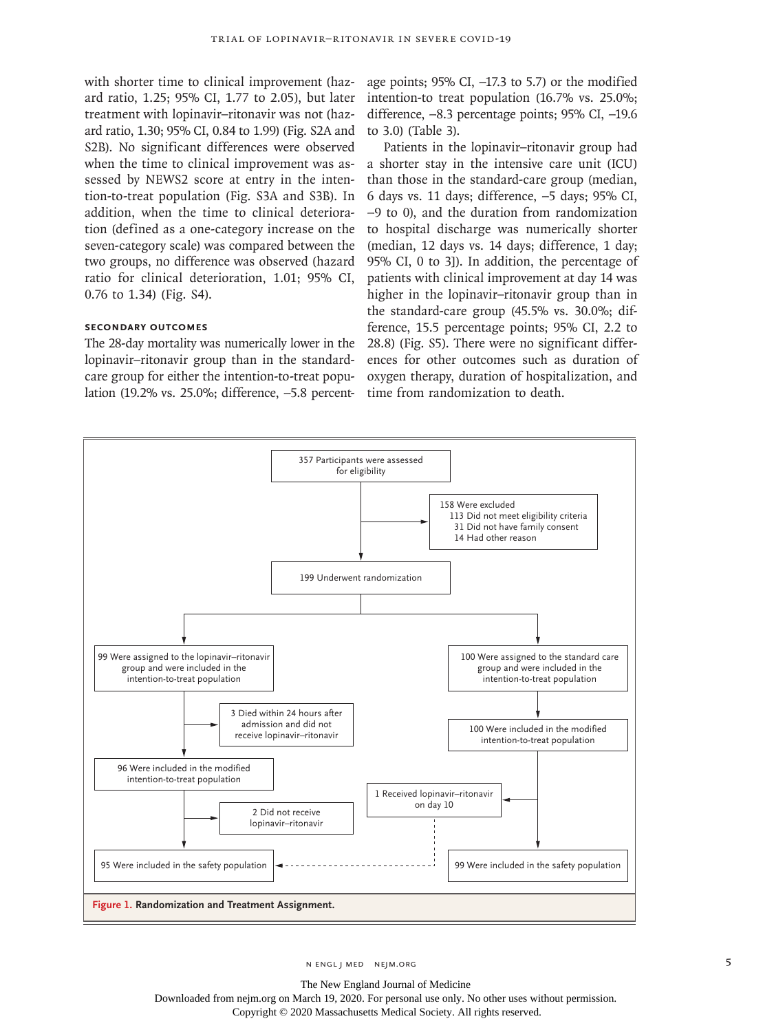with shorter time to clinical improvement (hazard ratio, 1.25; 95% CI, 1.77 to 2.05), but later treatment with lopinavir–ritonavir was not (hazard ratio, 1.30; 95% CI, 0.84 to 1.99) (Fig. S2A and S2B). No significant differences were observed when the time to clinical improvement was assessed by NEWS2 score at entry in the intention-to-treat population (Fig. S3A and S3B). In addition, when the time to clinical deterioration (defined as a one-category increase on the seven-category scale) was compared between the two groups, no difference was observed (hazard ratio for clinical deterioration, 1.01; 95% CI, 0.76 to 1.34) (Fig. S4).

### SECONDARY OUTCOMES

The 28-day mortality was numerically lower in the lopinavir–ritonavir group than in the standard-care group for either the intention-to-treat population (19.2% vs. 25.0%; difference, −5.8 percentage points; 95% CI, −17.3 to 5.7) or the modified intention-to treat population (16.7% vs. 25.0%; difference, −8.3 percentage points; 95% CI, −19.6 to 3.0) (Table 3).

Patients in the lopinavir–ritonavir group had a shorter stay in the intensive care unit (ICU) than those in the standard-care group (median, 6 days vs. 11 days; difference, −5 days; 95% CI, −9 to 0), and the duration from randomization to hospital discharge was numerically shorter (median, 12 days vs. 14 days; difference, 1 day; 95% CI, 0 to 3]). In addition, the percentage of patients with clinical improvement at day 14 was higher in the lopinavir–ritonavir group than in the standard-care group (45.5% vs. 30.0%; difference, 15.5 percentage points; 95% CI, 2.2 to 28.8) (Fig. S5). There were no significant differences for other outcomes such as duration of oxygen therapy, duration of hospitalization, and time from randomization to death.

357 Participants were assessed for eligibility

158 Were excluded
- 113 Did not meet eligibility criteria
- 31 Did not have family consent
- 14 Had other reason

199 Underwent randomization

99 Were assigned to the lopinavir–ritonavir group and were included in the intention-to-treat population

3 Died within 24 hours after admission and did not receive lopinavir–ritonavir

96 Were included in the modified intention-to-treat population

2 Did not receive lopinavir–ritonavir

95 Were included in the safety population

100 Were assigned to the standard care group and were included in the intention-to-treat population

100 Were included in the modified intention-to-treat population

1 Received lopinavir–ritonavir on day 10

99 Were included in the safety population

**Figure 1. Randomization and Treatment Assignment.**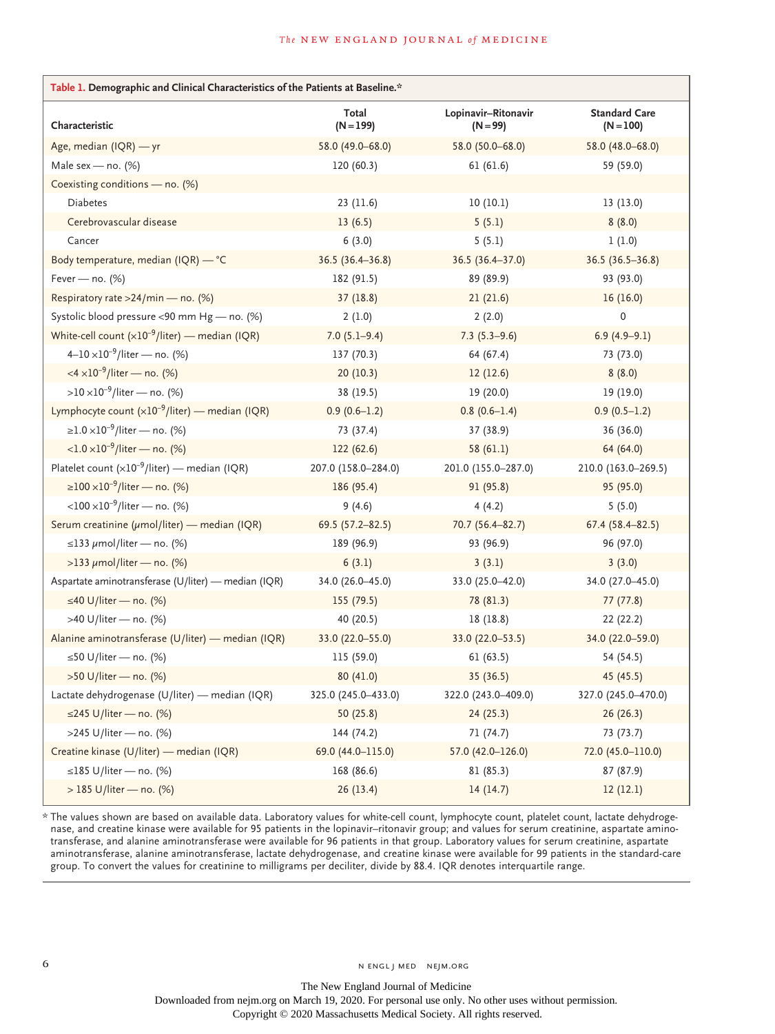**Table 1. Demographic and Clinical Characteristics of the Patients at Baseline.***

| Characteristic | Total (N=199) | Lopinavir–Ritonavir (N=99) | Standard Care (N=100) |
|---|---|---|---|
| Age, median (IQR) — yr | 58.0 (49.0–68.0) | 58.0 (50.0–68.0) | 58.0 (48.0–68.0) |
| Male sex — no. (%) | 120 (60.3) | 61 (61.6) | 59 (59.0) |
| Coexisting conditions — no. (%) | | | |
| Diabetes | 23 (11.6) | 10 (10.1) | 13 (13.0) |
| Cerebrovascular disease | 13 (6.5) | 5 (5.1) | 8 (8.0) |
| Cancer | 6 (3.0) | 5 (5.1) | 1 (1.0) |
| Body temperature, median (IQR) — °C | 36.5 (36.4–36.8) | 36.5 (36.4–37.0) | 36.5 (36.5–36.8) |
| Fever — no. (%) | 182 (91.5) | 89 (89.9) | 93 (93.0) |
| Respiratory rate >24/min — no. (%) | 37 (18.8) | 21 (21.6) | 16 (16.0) |
| Systolic blood pressure <90 mm Hg — no. (%) | 2 (1.0) | 2 (2.0) | 0 |
| White-cell count ($\times 10^{-9}$/liter) — median (IQR) | 7.0 (5.1–9.4) | 7.3 (5.3–9.6) | 6.9 (4.9–9.1) |
| 4–10 $\times 10^{-9}$/liter — no. (%) | 137 (70.3) | 64 (67.4) | 73 (73.0) |
| <4 $\times 10^{-9}$/liter — no. (%) | 20 (10.3) | 12 (12.6) | 8 (8.0) |
| >10 $\times 10^{-9}$/liter — no. (%) | 38 (19.5) | 19 (20.0) | 19 (19.0) |
| Lymphocyte count ($\times 10^{-9}$/liter) — median (IQR) | 0.9 (0.6–1.2) | 0.8 (0.6–1.4) | 0.9 (0.5–1.2) |
| ≥1.0 $\times 10^{-9}$/liter — no. (%) | 73 (37.4) | 37 (38.9) | 36 (36.0) |
| <1.0 $\times 10^{-9}$/liter — no. (%) | 122 (62.6) | 58 (61.1) | 64 (64.0) |
| Platelet count ($\times 10^{-9}$/liter) — median (IQR) | 207.0 (158.0–284.0) | 201.0 (155.0–287.0) | 210.0 (163.0–269.5) |
| ≥100 $\times 10^{-9}$/liter — no. (%) | 186 (95.4) | 91 (95.8) | 95 (95.0) |
| <100 $\times 10^{-9}$/liter — no. (%) | 9 (4.6) | 4 (4.2) | 5 (5.0) |
| Serum creatinine (μmol/liter) — median (IQR) | 69.5 (57.2–82.5) | 70.7 (56.4–82.7) | 67.4 (58.4–82.5) |
| ≤133 μmol/liter — no. (%) | 189 (96.9) | 93 (96.9) | 96 (97.0) |
| >133 μmol/liter — no. (%) | 6 (3.1) | 3 (3.1) | 3 (3.0) |
| Aspartate aminotransferase (U/liter) — median (IQR) | 34.0 (26.0–45.0) | 33.0 (25.0–42.0) | 34.0 (27.0–45.0) |
| ≤40 U/liter — no. (%) | 155 (79.5) | 78 (81.3) | 77 (77.8) |
| >40 U/liter — no. (%) | 40 (20.5) | 18 (18.8) | 22 (22.2) |
| Alanine aminotransferase (U/liter) — median (IQR) | 33.0 (22.0–55.0) | 33.0 (22.0–53.5) | 34.0 (22.0–59.0) |
| ≤50 U/liter — no. (%) | 115 (59.0) | 61 (63.5) | 54 (54.5) |
| >50 U/liter — no. (%) | 80 (41.0) | 35 (36.5) | 45 (45.5) |
| Lactate dehydrogenase (U/liter) — median (IQR) | 325.0 (245.0–433.0) | 322.0 (243.0–409.0) | 327.0 (245.0–470.0) |
| ≤245 U/liter — no. (%) | 50 (25.8) | 24 (25.3) | 26 (26.3) |
| >245 U/liter — no. (%) | 144 (74.2) | 71 (74.7) | 73 (73.7) |
| Creatine kinase (U/liter) — median (IQR) | 69.0 (44.0–115.0) | 57.0 (42.0–126.0) | 72.0 (45.0–110.0) |
| ≤185 U/liter — no. (%) | 168 (86.6) | 81 (85.3) | 87 (87.9) |
| > 185 U/liter — no. (%) | 26 (13.4) | 14 (14.7) | 12 (12.1) |

\* The values shown are based on available data. Laboratory values for white-cell count, lymphocyte count, platelet count, lactate dehydrogenase, and creatine kinase were available for 95 patients in the lopinavir–ritonavir group; and values for serum creatinine, aspartate aminotransferase, and alanine aminotransferase were available for 96 patients in that group. Laboratory values for serum creatinine, aspartate aminotransferase, alanine aminotransferase, lactate dehydrogenase, and creatine kinase were available for 99 patients in the standard-care group. To convert the values for creatinine to milligrams per deciliter, divide by 88.4. IQR denotes interquartile range.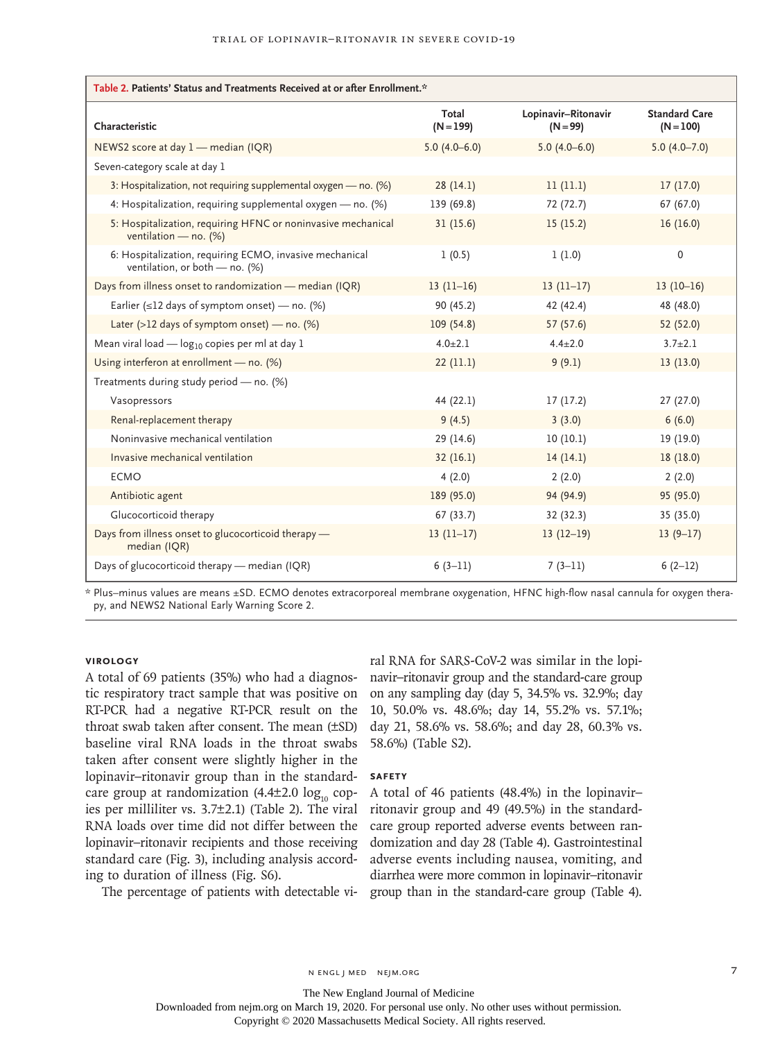**Table 2. Patients' Status and Treatments Received at or after Enrollment.***

| Characteristic | Total (N=199) | Lopinavir–Ritonavir (N=99) | Standard Care (N=100) |
|---|---|---|---|
| NEWS2 score at day 1 — median (IQR) | 5.0 (4.0–6.0) | 5.0 (4.0–6.0) | 5.0 (4.0–7.0) |
| Seven-category scale at day 1 | | | |
| 3: Hospitalization, not requiring supplemental oxygen — no. (%) | 28 (14.1) | 11 (11.1) | 17 (17.0) |
| 4: Hospitalization, requiring supplemental oxygen — no. (%) | 139 (69.8) | 72 (72.7) | 67 (67.0) |
| 5: Hospitalization, requiring HFNC or noninvasive mechanical ventilation — no. (%) | 31 (15.6) | 15 (15.2) | 16 (16.0) |
| 6: Hospitalization, requiring ECMO, invasive mechanical ventilation, or both — no. (%) | 1 (0.5) | 1 (1.0) | 0 |
| Days from illness onset to randomization — median (IQR) | 13 (11–16) | 13 (11–17) | 13 (10–16) |
| Earlier (≤12 days of symptom onset) — no. (%) | 90 (45.2) | 42 (42.4) | 48 (48.0) |
| Later (>12 days of symptom onset) — no. (%) | 109 (54.8) | 57 (57.6) | 52 (52.0) |
| Mean viral load — $\log_{10}$ copies per ml at day 1 | 4.0±2.1 | 4.4±2.0 | 3.7±2.1 |
| Using interferon at enrollment — no. (%) | 22 (11.1) | 9 (9.1) | 13 (13.0) |
| Treatments during study period — no. (%) | | | |
| Vasopressors | 44 (22.1) | 17 (17.2) | 27 (27.0) |
| Renal-replacement therapy | 9 (4.5) | 3 (3.0) | 6 (6.0) |
| Noninvasive mechanical ventilation | 29 (14.6) | 10 (10.1) | 19 (19.0) |
| Invasive mechanical ventilation | 32 (16.1) | 14 (14.1) | 18 (18.0) |
| ECMO | 4 (2.0) | 2 (2.0) | 2 (2.0) |
| Antibiotic agent | 189 (95.0) | 94 (94.9) | 95 (95.0) |
| Glucocorticoid therapy | 67 (33.7) | 32 (32.3) | 35 (35.0) |
| Days from illness onset to glucocorticoid therapy — median (IQR) | 13 (11–17) | 13 (12–19) | 13 (9–17) |
| Days of glucocorticoid therapy — median (IQR) | 6 (3–11) | 7 (3–11) | 6 (2–12) |

\* Plus–minus values are means ±SD. ECMO denotes extracorporeal membrane oxygenation, HFNC high-flow nasal cannula for oxygen therapy, and NEWS2 National Early Warning Score 2.

### Virology

A total of 69 patients (35%) who had a diagnostic respiratory tract sample that was positive on RT-PCR had a negative RT-PCR result on the throat swab taken after consent. The mean (±SD) baseline viral RNA loads in the throat swabs taken after consent were slightly higher in the lopinavir–ritonavir group than in the standard-care group at randomization (4.4±2.0 $\log_{10}$ copies per milliliter vs. 3.7±2.1) (Table 2). The viral RNA loads over time did not differ between the lopinavir–ritonavir recipients and those receiving standard care (Fig. 3), including analysis according to duration of illness (Fig. S6).

The percentage of patients with detectable viral RNA for SARS-CoV-2 was similar in the lopinavir–ritonavir group and the standard-care group on any sampling day (day 5, 34.5% vs. 32.9%; day 10, 50.0% vs. 48.6%; day 14, 55.2% vs. 57.1%; day 21, 58.6% vs. 58.6%; and day 28, 60.3% vs. 58.6%) (Table S2).

### Safety

A total of 46 patients (48.4%) in the lopinavir–ritonavir group and 49 (49.5%) in the standard-care group reported adverse events between randomization and day 28 (Table 4). Gastrointestinal adverse events including nausea, vomiting, and diarrhea were more common in lopinavir–ritonavir group than in the standard-care group (Table 4).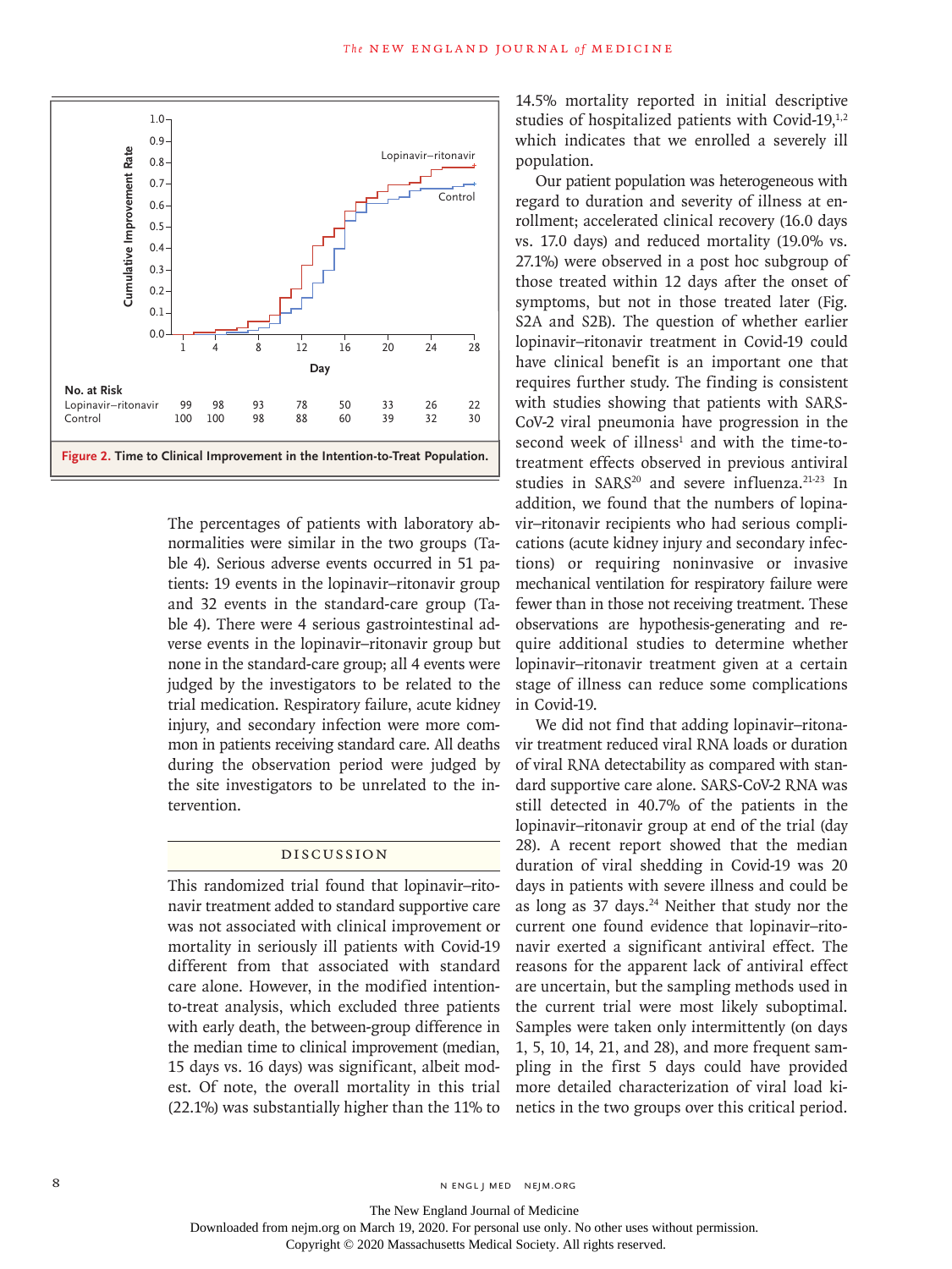| No. at Risk | 1 | 4 | 8 | 12 | 16 | 20 | 24 | 28 |
| --- | --- | --- | --- | --- | --- | --- | --- | --- |
| Lopinavir–ritonavir | 99 | 98 | 93 | 78 | 50 | 33 | 26 | 22 |
| Control | 100 | 100 | 98 | 88 | 60 | 39 | 32 | 30 |

**Figure 2. Time to Clinical Improvement in the Intention-to-Treat Population.**

The percentages of patients with laboratory abnormalities were similar in the two groups (Table 4). Serious adverse events occurred in 51 patients: 19 events in the lopinavir–ritonavir group and 32 events in the standard-care group (Table 4). There were 4 serious gastrointestinal adverse events in the lopinavir–ritonavir group but none in the standard-care group; all 4 events were judged by the investigators to be related to the trial medication. Respiratory failure, acute kidney injury, and secondary infection were more common in patients receiving standard care. All deaths during the observation period were judged by the site investigators to be unrelated to the intervention.

## Discussion

This randomized trial found that lopinavir–ritonavir treatment added to standard supportive care was not associated with clinical improvement or mortality in seriously ill patients with Covid-19 different from that associated with standard care alone. However, in the modified intention-to-treat analysis, which excluded three patients with early death, the between-group difference in the median time to clinical improvement (median, 15 days vs. 16 days) was significant, albeit modest. Of note, the overall mortality in this trial (22.1%) was substantially higher than the 11% to 14.5% mortality reported in initial descriptive studies of hospitalized patients with Covid-19,[1,2] which indicates that we enrolled a severely ill population.

Our patient population was heterogeneous with regard to duration and severity of illness at enrollment; accelerated clinical recovery (16.0 days vs. 17.0 days) and reduced mortality (19.0% vs. 27.1%) were observed in a post hoc subgroup of those treated within 12 days after the onset of symptoms, but not in those treated later (Fig. S2A and S2B). The question of whether earlier lopinavir–ritonavir treatment in Covid-19 could have clinical benefit is an important one that requires further study. The finding is consistent with studies showing that patients with SARS-CoV-2 viral pneumonia have progression in the second week of illness[1] and with the time-to-treatment effects observed in previous antiviral studies in SARS[20] and severe influenza.[21-23] In addition, we found that the numbers of lopinavir–ritonavir recipients who had serious complications (acute kidney injury and secondary infections) or requiring noninvasive or invasive mechanical ventilation for respiratory failure were fewer than in those not receiving treatment. These observations are hypothesis-generating and require additional studies to determine whether lopinavir–ritonavir treatment given at a certain stage of illness can reduce some complications in Covid-19.

We did not find that adding lopinavir–ritonavir treatment reduced viral RNA loads or duration of viral RNA detectability as compared with standard supportive care alone. SARS-CoV-2 RNA was still detected in 40.7% of the patients in the lopinavir–ritonavir group at end of the trial (day 28). A recent report showed that the median duration of viral shedding in Covid-19 was 20 days in patients with severe illness and could be as long as 37 days.[24] Neither that study nor the current one found evidence that lopinavir–ritonavir exerted a significant antiviral effect. The reasons for the apparent lack of antiviral effect are uncertain, but the sampling methods used in the current trial were most likely suboptimal. Samples were taken only intermittently (on days 1, 5, 10, 14, 21, and 28), and more frequent sampling in the first 5 days could have provided more detailed characterization of viral load kinetics in the two groups over this critical period.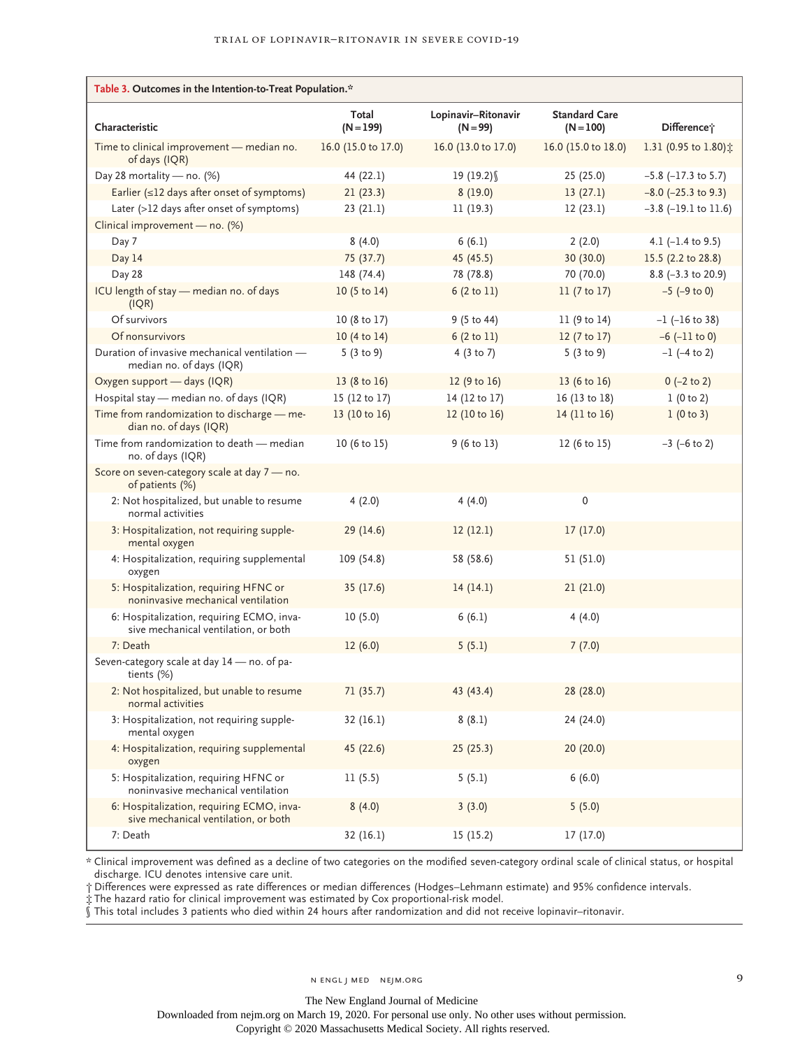**Table 3. Outcomes in the Intention-to-Treat Population.***

| Characteristic | Total (N=199) | Lopinavir–Ritonavir (N=99) | Standard Care (N=100) | Difference† |
|---|---|---|---|---|
| Time to clinical improvement — median no. of days (IQR) | 16.0 (15.0 to 17.0) | 16.0 (13.0 to 17.0) | 16.0 (15.0 to 18.0) | 1.31 (0.95 to 1.80)‡ |
| Day 28 mortality — no. (%) | 44 (22.1) | 19 (19.2)§ | 25 (25.0) | −5.8 (−17.3 to 5.7) |
| Earlier (≤12 days after onset of symptoms) | 21 (23.3) | 8 (19.0) | 13 (27.1) | −8.0 (−25.3 to 9.3) |
| Later (>12 days after onset of symptoms) | 23 (21.1) | 11 (19.3) | 12 (23.1) | −3.8 (−19.1 to 11.6) |
| Clinical improvement — no. (%) | | | | |
| Day 7 | 8 (4.0) | 6 (6.1) | 2 (2.0) | 4.1 (−1.4 to 9.5) |
| Day 14 | 75 (37.7) | 45 (45.5) | 30 (30.0) | 15.5 (2.2 to 28.8) |
| Day 28 | 148 (74.4) | 78 (78.8) | 70 (70.0) | 8.8 (−3.3 to 20.9) |
| ICU length of stay — median no. of days (IQR) | 10 (5 to 14) | 6 (2 to 11) | 11 (7 to 17) | −5 (−9 to 0) |
| Of survivors | 10 (8 to 17) | 9 (5 to 44) | 11 (9 to 14) | −1 (−16 to 38) |
| Of nonsurvivors | 10 (4 to 14) | 6 (2 to 11) | 12 (7 to 17) | −6 (−11 to 0) |
| Duration of invasive mechanical ventilation — median no. of days (IQR) | 5 (3 to 9) | 4 (3 to 7) | 5 (3 to 9) | −1 (−4 to 2) |
| Oxygen support — days (IQR) | 13 (8 to 16) | 12 (9 to 16) | 13 (6 to 16) | 0 (−2 to 2) |
| Hospital stay — median no. of days (IQR) | 15 (12 to 17) | 14 (12 to 17) | 16 (13 to 18) | 1 (0 to 2) |
| Time from randomization to discharge — median no. of days (IQR) | 13 (10 to 16) | 12 (10 to 16) | 14 (11 to 16) | 1 (0 to 3) |
| Time from randomization to death — median no. of days (IQR) | 10 (6 to 15) | 9 (6 to 13) | 12 (6 to 15) | −3 (−6 to 2) |
| Score on seven-category scale at day 7 — no. of patients (%) | | | | |
| 2: Not hospitalized, but unable to resume normal activities | 4 (2.0) | 4 (4.0) | 0 | |
| 3: Hospitalization, not requiring supplemental oxygen | 29 (14.6) | 12 (12.1) | 17 (17.0) | |
| 4: Hospitalization, requiring supplemental oxygen | 109 (54.8) | 58 (58.6) | 51 (51.0) | |
| 5: Hospitalization, requiring HFNC or noninvasive mechanical ventilation | 35 (17.6) | 14 (14.1) | 21 (21.0) | |
| 6: Hospitalization, requiring ECMO, invasive mechanical ventilation, or both | 10 (5.0) | 6 (6.1) | 4 (4.0) | |
| 7: Death | 12 (6.0) | 5 (5.1) | 7 (7.0) | |
| Seven-category scale at day 14 — no. of patients (%) | | | | |
| 2: Not hospitalized, but unable to resume normal activities | 71 (35.7) | 43 (43.4) | 28 (28.0) | |
| 3: Hospitalization, not requiring supplemental oxygen | 32 (16.1) | 8 (8.1) | 24 (24.0) | |
| 4: Hospitalization, requiring supplemental oxygen | 45 (22.6) | 25 (25.3) | 20 (20.0) | |
| 5: Hospitalization, requiring HFNC or noninvasive mechanical ventilation | 11 (5.5) | 5 (5.1) | 6 (6.0) | |
| 6: Hospitalization, requiring ECMO, invasive mechanical ventilation, or both | 8 (4.0) | 3 (3.0) | 5 (5.0) | |
| 7: Death | 32 (16.1) | 15 (15.2) | 17 (17.0) | |

\* Clinical improvement was defined as a decline of two categories on the modified seven-category ordinal scale of clinical status, or hospital discharge. ICU denotes intensive care unit.

† Differences were expressed as rate differences or median differences (Hodges–Lehmann estimate) and 95% confidence intervals.

‡ The hazard ratio for clinical improvement was estimated by Cox proportional-risk model.

§ This total includes 3 patients who died within 24 hours after randomization and did not receive lopinavir–ritonavir.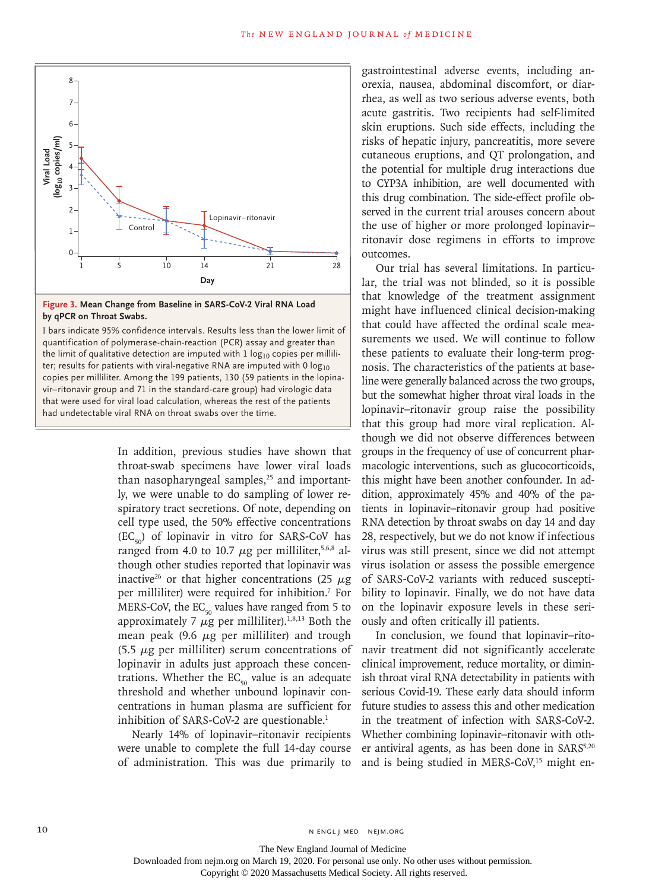Viral Load ($\log_{10}$ copies/ml)

8
7
6
5
4
3
2
1
0

1
5
10
14
21
28

Day

Lopinavir–ritonavir

Control

**Figure 3. Mean Change from Baseline in SARS-CoV-2 Viral RNA Load by qPCR on Throat Swabs.**

I bars indicate 95% confidence intervals. Results less than the lower limit of quantification of polymerase-chain-reaction (PCR) assay and greater than the limit of qualitative detection are imputed with 1 $\log_{10}$ copies per milliliter; results for patients with viral-negative RNA are imputed with 0 $\log_{10}$ copies per milliliter. Among the 199 patients, 130 (59 patients in the lopinavir–ritonavir group and 71 in the standard-care group) had virologic data that were used for viral load calculation, whereas the rest of the patients had undetectable viral RNA on throat swabs over the time.

In addition, previous studies have shown that throat-swab specimens have lower viral loads than nasopharyngeal samples,[25] and importantly, we were unable to do sampling of lower respiratory tract secretions. Of note, depending on cell type used, the 50% effective concentrations ($EC_{50}$) of lopinavir in vitro for SARS-CoV has ranged from 4.0 to 10.7 μg per milliliter,[5,6,8] although other studies reported that lopinavir was inactive[26] or that higher concentrations (25 μg per milliliter) were required for inhibition.[7] For MERS-CoV, the $EC_{50}$ values have ranged from 5 to approximately 7 μg per milliliter).[1,8,13] Both the mean peak (9.6 μg per milliliter) and trough (5.5 μg per milliliter) serum concentrations of lopinavir in adults just approach these concentrations. Whether the $EC_{50}$ value is an adequate threshold and whether unbound lopinavir concentrations in human plasma are sufficient for inhibition of SARS-CoV-2 are questionable.[1]

Nearly 14% of lopinavir–ritonavir recipients were unable to complete the full 14-day course of administration. This was due primarily to gastrointestinal adverse events, including anorexia, nausea, abdominal discomfort, or diarrhea, as well as two serious adverse events, both acute gastritis. Two recipients had self-limited skin eruptions. Such side effects, including the risks of hepatic injury, pancreatitis, more severe cutaneous eruptions, and QT prolongation, and the potential for multiple drug interactions due to CYP3A inhibition, are well documented with this drug combination. The side-effect profile observed in the current trial arouses concern about the use of higher or more prolonged lopinavir–ritonavir dose regimens in efforts to improve outcomes.

Our trial has several limitations. In particular, the trial was not blinded, so it is possible that knowledge of the treatment assignment might have influenced clinical decision-making that could have affected the ordinal scale measurements we used. We will continue to follow these patients to evaluate their long-term prognosis. The characteristics of the patients at baseline were generally balanced across the two groups, but the somewhat higher throat viral loads in the lopinavir–ritonavir group raise the possibility that this group had more viral replication. Although we did not observe differences between groups in the frequency of use of concurrent pharmacologic interventions, such as glucocorticoids, this might have been another confounder. In addition, approximately 45% and 40% of the patients in lopinavir–ritonavir group had positive RNA detection by throat swabs on day 14 and day 28, respectively, but we do not know if infectious virus was still present, since we did not attempt virus isolation or assess the possible emergence of SARS-CoV-2 variants with reduced susceptibility to lopinavir. Finally, we do not have data on the lopinavir exposure levels in these seriously and often critically ill patients.

In conclusion, we found that lopinavir–ritonavir treatment did not significantly accelerate clinical improvement, reduce mortality, or diminish throat viral RNA detectability in patients with serious Covid-19. These early data should inform future studies to assess this and other medication in the treatment of infection with SARS-CoV-2. Whether combining lopinavir–ritonavir with other antiviral agents, as has been done in SARS[5,20] and is being studied in MERS-CoV,[15] might en-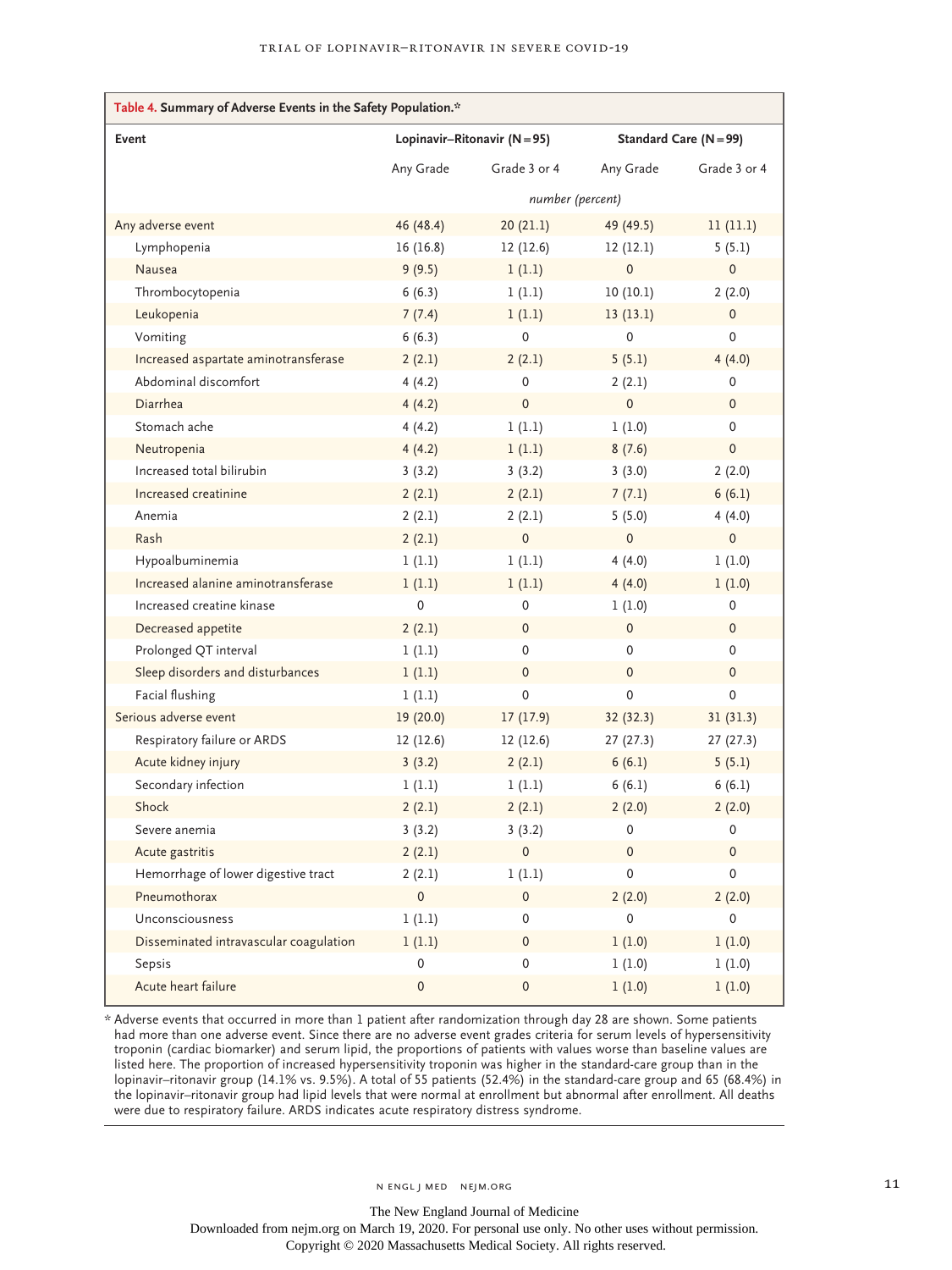**Table 4. Summary of Adverse Events in the Safety Population.***

| Event | Lopinavir–Ritonavir (N=95) | | Standard Care (N=99) | |
|---|---|---|---|---|
| | Any Grade | Grade 3 or 4 | Any Grade | Grade 3 or 4 |
| | *number (percent)* | | | |
| Any adverse event | 46 (48.4) | 20 (21.1) | 49 (49.5) | 11 (11.1) |
| Lymphopenia | 16 (16.8) | 12 (12.6) | 12 (12.1) | 5 (5.1) |
| Nausea | 9 (9.5) | 1 (1.1) | 0 | 0 |
| Thrombocytopenia | 6 (6.3) | 1 (1.1) | 10 (10.1) | 2 (2.0) |
| Leukopenia | 7 (7.4) | 1 (1.1) | 13 (13.1) | 0 |
| Vomiting | 6 (6.3) | 0 | 0 | 0 |
| Increased aspartate aminotransferase | 2 (2.1) | 2 (2.1) | 5 (5.1) | 4 (4.0) |
| Abdominal discomfort | 4 (4.2) | 0 | 2 (2.1) | 0 |
| Diarrhea | 4 (4.2) | 0 | 0 | 0 |
| Stomach ache | 4 (4.2) | 1 (1.1) | 1 (1.0) | 0 |
| Neutropenia | 4 (4.2) | 1 (1.1) | 8 (7.6) | 0 |
| Increased total bilirubin | 3 (3.2) | 3 (3.2) | 3 (3.0) | 2 (2.0) |
| Increased creatinine | 2 (2.1) | 2 (2.1) | 7 (7.1) | 6 (6.1) |
| Anemia | 2 (2.1) | 2 (2.1) | 5 (5.0) | 4 (4.0) |
| Rash | 2 (2.1) | 0 | 0 | 0 |
| Hypoalbuminemia | 1 (1.1) | 1 (1.1) | 4 (4.0) | 1 (1.0) |
| Increased alanine aminotransferase | 1 (1.1) | 1 (1.1) | 4 (4.0) | 1 (1.0) |
| Increased creatine kinase | 0 | 0 | 1 (1.0) | 0 |
| Decreased appetite | 2 (2.1) | 0 | 0 | 0 |
| Prolonged QT interval | 1 (1.1) | 0 | 0 | 0 |
| Sleep disorders and disturbances | 1 (1.1) | 0 | 0 | 0 |
| Facial flushing | 1 (1.1) | 0 | 0 | 0 |
| Serious adverse event | 19 (20.0) | 17 (17.9) | 32 (32.3) | 31 (31.3) |
| Respiratory failure or ARDS | 12 (12.6) | 12 (12.6) | 27 (27.3) | 27 (27.3) |
| Acute kidney injury | 3 (3.2) | 2 (2.1) | 6 (6.1) | 5 (5.1) |
| Secondary infection | 1 (1.1) | 1 (1.1) | 6 (6.1) | 6 (6.1) |
| Shock | 2 (2.1) | 2 (2.1) | 2 (2.0) | 2 (2.0) |
| Severe anemia | 3 (3.2) | 3 (3.2) | 0 | 0 |
| Acute gastritis | 2 (2.1) | 0 | 0 | 0 |
| Hemorrhage of lower digestive tract | 2 (2.1) | 1 (1.1) | 0 | 0 |
| Pneumothorax | 0 | 0 | 2 (2.0) | 2 (2.0) |
| Unconsciousness | 1 (1.1) | 0 | 0 | 0 |
| Disseminated intravascular coagulation | 1 (1.1) | 0 | 1 (1.0) | 1 (1.0) |
| Sepsis | 0 | 0 | 1 (1.0) | 1 (1.0) |
| Acute heart failure | 0 | 0 | 1 (1.0) | 1 (1.0) |

\* Adverse events that occurred in more than 1 patient after randomization through day 28 are shown. Some patients had more than one adverse event. Since there are no adverse event grades criteria for serum levels of hypersensitivity troponin (cardiac biomarker) and serum lipid, the proportions of patients with values worse than baseline values are listed here. The proportion of increased hypersensitivity troponin was higher in the standard-care group than in the lopinavir–ritonavir group (14.1% vs. 9.5%). A total of 55 patients (52.4%) in the standard-care group and 65 (68.4%) in the lopinavir–ritonavir group had lipid levels that were normal at enrollment but abnormal after enrollment. All deaths were due to respiratory failure. ARDS indicates acute respiratory distress syndrome.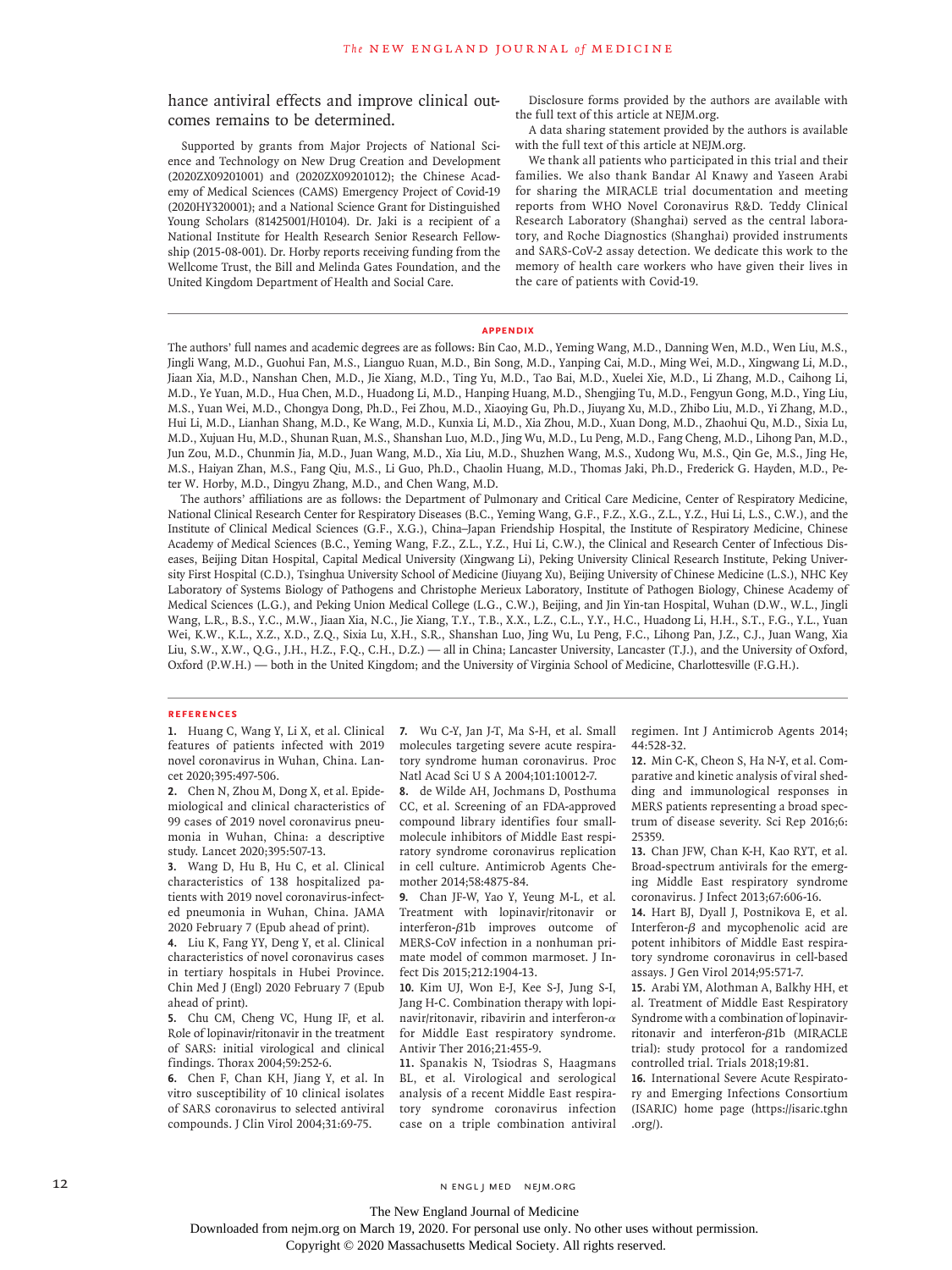hance antiviral effects and improve clinical outcomes remains to be determined.

Supported by grants from Major Projects of National Science and Technology on New Drug Creation and Development (2020ZX09201001) and (2020ZX09201012); the Chinese Academy of Medical Sciences (CAMS) Emergency Project of Covid-19 (2020HY320001); and a National Science Grant for Distinguished Young Scholars (81425001/H0104). Dr. Jaki is a recipient of a National Institute for Health Research Senior Research Fellowship (2015-08-001). Dr. Horby reports receiving funding from the Wellcome Trust, the Bill and Melinda Gates Foundation, and the United Kingdom Department of Health and Social Care.

Disclosure forms provided by the authors are available with the full text of this article at NEJM.org.

A data sharing statement provided by the authors is available with the full text of this article at NEJM.org.

We thank all patients who participated in this trial and their families. We also thank Bandar Al Knawy and Yaseen Arabi for sharing the MIRACLE trial documentation and meeting reports from WHO Novel Coronavirus R&D. Teddy Clinical Research Laboratory (Shanghai) served as the central laboratory, and Roche Diagnostics (Shanghai) provided instruments and SARS-CoV-2 assay detection. We dedicate this work to the memory of health care workers who have given their lives in the care of patients with Covid-19.

## APPENDIX

The authors' full names and academic degrees are as follows: Bin Cao, M.D., Yeming Wang, M.D., Danning Wen, M.D., Wen Liu, M.S., Jingli Wang, M.D., Guohui Fan, M.S., Lianguo Ruan, M.D., Bin Song, M.D., Yanping Cai, M.D., Ming Wei, M.D., Xingwang Li, M.D., Jiaan Xia, M.D., Nanshan Chen, M.D., Jie Xiang, M.D., Ting Yu, M.D., Tao Bai, M.D., Xuelei Xie, M.D., Li Zhang, M.D., Caihong Li, M.D., Ye Yuan, M.D., Hua Chen, M.D., Huadong Li, M.D., Hanping Huang, M.D., Shengjing Tu, M.D., Fengyun Gong, M.D., Ying Liu, M.S., Yuan Wei, M.D., Chongya Dong, Ph.D., Fei Zhou, M.D., Xiaoying Gu, Ph.D., Jiuyang Xu, M.D., Zhibo Liu, M.D., Yi Zhang, M.D., Hui Li, M.D., Lianhan Shang, M.D., Ke Wang, M.D., Kunxia Li, M.D., Xia Zhou, M.D., Xuan Dong, M.D., Zhaohui Qu, M.D., Sixia Lu, M.D., Xujuan Hu, M.D., Shunan Ruan, M.S., Shanshan Luo, M.D., Jing Wu, M.D., Lu Peng, M.D., Fang Cheng, M.D., Lihong Pan, M.D., Jun Zou, M.D., Chunmin Jia, M.D., Juan Wang, M.D., Xia Liu, M.D., Shuzhen Wang, M.S., Xudong Wu, M.S., Qin Ge, M.S., Jing He, M.S., Haiyan Zhan, M.S., Fang Qiu, M.S., Li Guo, Ph.D., Chaolin Huang, M.D., Thomas Jaki, Ph.D., Frederick G. Hayden, M.D., Peter W. Horby, M.D., Dingyu Zhang, M.D., and Chen Wang, M.D.

The authors' affiliations are as follows: the Department of Pulmonary and Critical Care Medicine, Center of Respiratory Medicine, National Clinical Research Center for Respiratory Diseases (B.C., Yeming Wang, G.F., F.Z., X.G., Z.L., Y.Z., Hui Li, L.S., C.W.), and the Institute of Clinical Medical Sciences (G.F., X.G.), China–Japan Friendship Hospital, the Institute of Respiratory Medicine, Chinese Academy of Medical Sciences (B.C., Yeming Wang, F.Z., Z.L., Y.Z., Hui Li, C.W.), the Clinical and Research Center of Infectious Diseases, Beijing Ditan Hospital, Capital Medical University (Xingwang Li), Peking University Clinical Research Institute, Peking University First Hospital (C.D.), Tsinghua University School of Medicine (Jiuyang Xu), Beijing University of Chinese Medicine (L.S.), NHC Key Laboratory of Systems Biology of Pathogens and Christophe Merieux Laboratory, Institute of Pathogen Biology, Chinese Academy of Medical Sciences (L.G.), and Peking Union Medical College (L.G., C.W.), Beijing, and Jin Yin-tan Hospital, Wuhan (D.W., W.L., Jingli Wang, L.R., B.S., Y.C., M.W., Jiaan Xia, N.C., Jie Xiang, T.Y., T.B., X.X., L.Z., C.L., Y.Y., H.C., Huadong Li, H.H., S.T., F.G., Y.L., Yuan Wei, K.W., K.L., X.Z., X.D., Z.Q., Sixia Lu, X.H., S.R., Shanshan Luo, Jing Wu, Lu Peng, F.C., Lihong Pan, J.Z., C.J., Juan Wang, Xia Liu, S.W., X.W., Q.G., J.H., H.Z., F.Q., C.H., D.Z.) — all in China; Lancaster University, Lancaster (T.J.), and the University of Oxford, Oxford (P.W.H.) — both in the United Kingdom; and the University of Virginia School of Medicine, Charlottesville (F.G.H.).

## REFERENCES

1. Huang C, Wang Y, Li X, et al. Clinical features of patients infected with 2019 novel coronavirus in Wuhan, China. Lancet 2020;395:497-506.
2. Chen N, Zhou M, Dong X, et al. Epidemiological and clinical characteristics of 99 cases of 2019 novel coronavirus pneumonia in Wuhan, China: a descriptive study. Lancet 2020;395:507-13.
3. Wang D, Hu B, Hu C, et al. Clinical characteristics of 138 hospitalized patients with 2019 novel coronavirus-infected pneumonia in Wuhan, China. JAMA 2020 February 7 (Epub ahead of print).
4. Liu K, Fang YY, Deng Y, et al. Clinical characteristics of novel coronavirus cases in tertiary hospitals in Hubei Province. Chin Med J (Engl) 2020 February 7 (Epub ahead of print).
5. Chu CM, Cheng VC, Hung IF, et al. Role of lopinavir/ritonavir in the treatment of SARS: initial virological and clinical findings. Thorax 2004;59:252-6.
6. Chen F, Chan KH, Jiang Y, et al. In vitro susceptibility of 10 clinical isolates of SARS coronavirus to selected antiviral compounds. J Clin Virol 2004;31:69-75.
7. Wu C-Y, Jan J-T, Ma S-H, et al. Small molecules targeting severe acute respiratory syndrome human coronavirus. Proc Natl Acad Sci U S A 2004;101:10012-7.
8. de Wilde AH, Jochmans D, Posthuma CC, et al. Screening of an FDA-approved compound library identifies four small-molecule inhibitors of Middle East respiratory syndrome coronavirus replication in cell culture. Antimicrob Agents Chemother 2014;58:4875-84.
9. Chan JF-W, Yao Y, Yeung M-L, et al. Treatment with lopinavir/ritonavir or interferon-β1b improves outcome of MERS-CoV infection in a nonhuman primate model of common marmoset. J Infect Dis 2015;212:1904-13.
10. Kim UJ, Won E-J, Kee S-J, Jung S-I, Jang H-C. Combination therapy with lopinavir/ritonavir, ribavirin and interferon-α for Middle East respiratory syndrome. Antivir Ther 2016;21:455-9.
11. Spanakis N, Tsiodras S, Haagmans BL, et al. Virological and serological analysis of a recent Middle East respiratory syndrome coronavirus infection case on a triple combination antiviral regimen. Int J Antimicrob Agents 2014;44:528-32.
12. Min C-K, Cheon S, Ha N-Y, et al. Comparative and kinetic analysis of viral shedding and immunological responses in MERS patients representing a broad spectrum of disease severity. Sci Rep 2016;6:25359.
13. Chan JFW, Chan K-H, Kao RYT, et al. Broad-spectrum antivirals for the emerging Middle East respiratory syndrome coronavirus. J Infect 2013;67:606-16.
14. Hart BJ, Dyall J, Postnikova E, et al. Interferon-β and mycophenolic acid are potent inhibitors of Middle East respiratory syndrome coronavirus in cell-based assays. J Gen Virol 2014;95:571-7.
15. Arabi YM, Alothman A, Balkhy HH, et al. Treatment of Middle East Respiratory Syndrome with a combination of lopinavir-ritonavir and interferon-β1b (MIRACLE trial): study protocol for a randomized controlled trial. Trials 2018;19:81.
16. International Severe Acute Respiratory and Emerging Infections Consortium (ISARIC) home page (https://isaric.tghn.org/).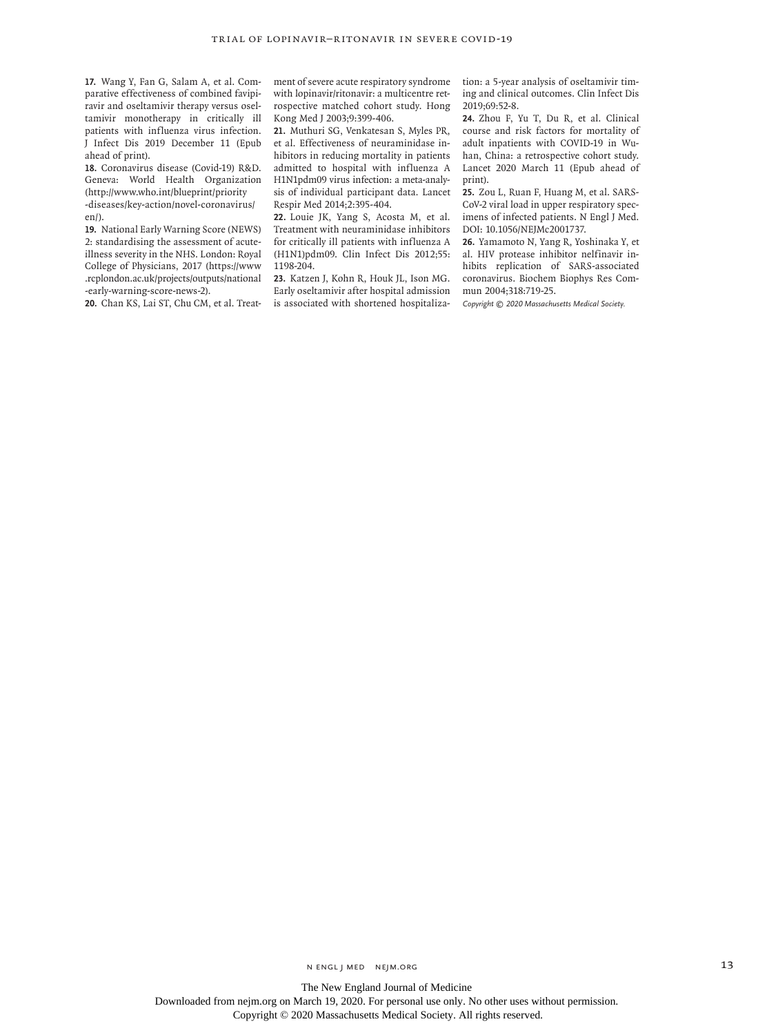**17.** Wang Y, Fan G, Salam A, et al. Comparative effectiveness of combined favipiravir and oseltamivir therapy versus oseltamivir monotherapy in critically ill patients with influenza virus infection. J Infect Dis 2019 December 11 (Epub ahead of print).

**18.** Coronavirus disease (Covid-19) R&D. Geneva: World Health Organization (http://www.who.int/blueprint/priority-diseases/key-action/novel-coronavirus/en/).

**19.** National Early Warning Score (NEWS) 2: standardising the assessment of acute-illness severity in the NHS. London: Royal College of Physicians, 2017 (https://www.rcplondon.ac.uk/projects/outputs/national-early-warning-score-news-2).

**20.** Chan KS, Lai ST, Chu CM, et al. Treatment of severe acute respiratory syndrome with lopinavir/ritonavir: a multicentre retrospective matched cohort study. Hong Kong Med J 2003;9:399-406.

**21.** Muthuri SG, Venkatesan S, Myles PR, et al. Effectiveness of neuraminidase inhibitors in reducing mortality in patients admitted to hospital with influenza A H1N1pdm09 virus infection: a meta-analysis of individual participant data. Lancet Respir Med 2014;2:395-404.

**22.** Louie JK, Yang S, Acosta M, et al. Treatment with neuraminidase inhibitors for critically ill patients with influenza A (H1N1)pdm09. Clin Infect Dis 2012;55:1198-204.

**23.** Katzen J, Kohn R, Houk JL, Ison MG. Early oseltamivir after hospital admission is associated with shortened hospitalization: a 5-year analysis of oseltamivir timing and clinical outcomes. Clin Infect Dis 2019;69:52-8.

**24.** Zhou F, Yu T, Du R, et al. Clinical course and risk factors for mortality of adult inpatients with COVID-19 in Wuhan, China: a retrospective cohort study. Lancet 2020 March 11 (Epub ahead of print).

**25.** Zou L, Ruan F, Huang M, et al. SARS-CoV-2 viral load in upper respiratory specimens of infected patients. N Engl J Med. DOI: 10.1056/NEJMc2001737.

**26.** Yamamoto N, Yang R, Yoshinaka Y, et al. HIV protease inhibitor nelfinavir inhibits replication of SARS-associated coronavirus. Biochem Biophys Res Commun 2004;318:719-25.

*Copyright © 2020 Massachusetts Medical Society.*